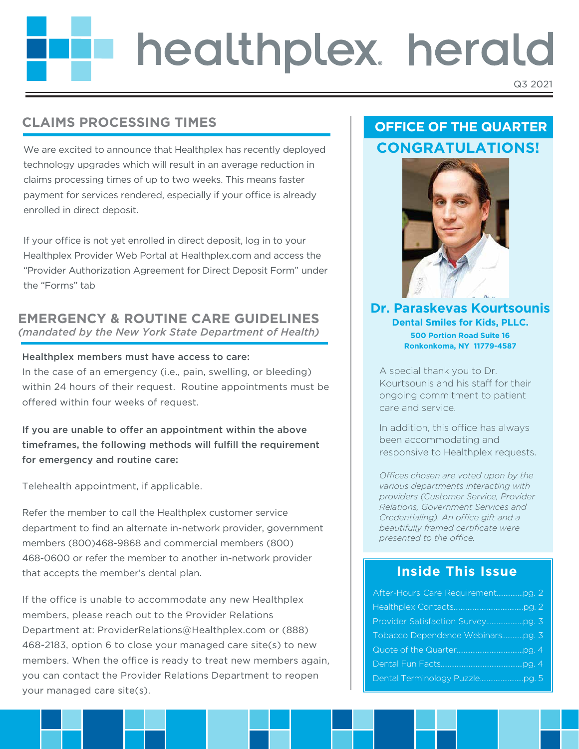# healthplex herald

Q3 2021

## CLAIMS PROCESSING TIMES

We are excited to announce that Healthplex has recently deployed technology upgrades which will result in an average reduction in claims processing times of up to two weeks. This means faster payment for services rendered, especially if your office is already enrolled in direct deposit.

If your office is not yet enrolled in direct deposit, log in to your Healthplex Provider Web Portal at Healthplex.com and access the "Provider Authorization Agreement for Direct Deposit Form" under the "Forms" tab

## EMERGENCY & ROUTINE CARE GUIDELINES

*(mandated by the New York State Department of Health)*

**Healthplex members must have access to care:**
In the case of an emergency (i.e., pain, swelling, or bleeding) within 24 hours of their request. Routine appointments must be offered within four weeks of request.

**If you are unable to offer an appointment within the above timeframes, the following methods will fulfill the requirement for emergency and routine care:**

Telehealth appointment, if applicable.

Refer the member to call the Healthplex customer service department to find an alternate in-network provider, government members (800)468-9868 and commercial members (800) 468-0600 or refer the member to another in-network provider that accepts the member's dental plan.

If the office is unable to accommodate any new Healthplex members, please reach out to the Provider Relations Department at: ProviderRelations@Healthplex.com or (888) 468-2183, option 6 to close your managed care site(s) to new members. When the office is ready to treat new members again, you can contact the Provider Relations Department to reopen your managed care site(s).

## OFFICE OF THE QUARTER

### CONGRATULATIONS!

**Dr. Paraskevas Kourtsounis**
**Dental Smiles for Kids, PLLC.**
**500 Portion Road Suite 16**
**Ronkonkoma, NY 11779-4587**

A special thank you to Dr. Kourtsounis and his staff for their ongoing commitment to patient care and service.

In addition, this office has always been accommodating and responsive to Healthplex requests.

*Offices chosen are voted upon by the various departments interacting with providers (Customer Service, Provider Relations, Government Services and Credentialing). An office gift and a beautifully framed certificate were presented to the office.*

## Inside This Issue

- After-Hours Care Requirement............pg. 2
- Healthplex Contacts............pg. 2
- Provider Satisfaction Survey............pg. 3
- Tobacco Dependence Webinars............pg. 3
- Quote of the Quarter............pg. 4
- Dental Fun Facts............pg. 4
- Dental Terminology Puzzle............pg. 5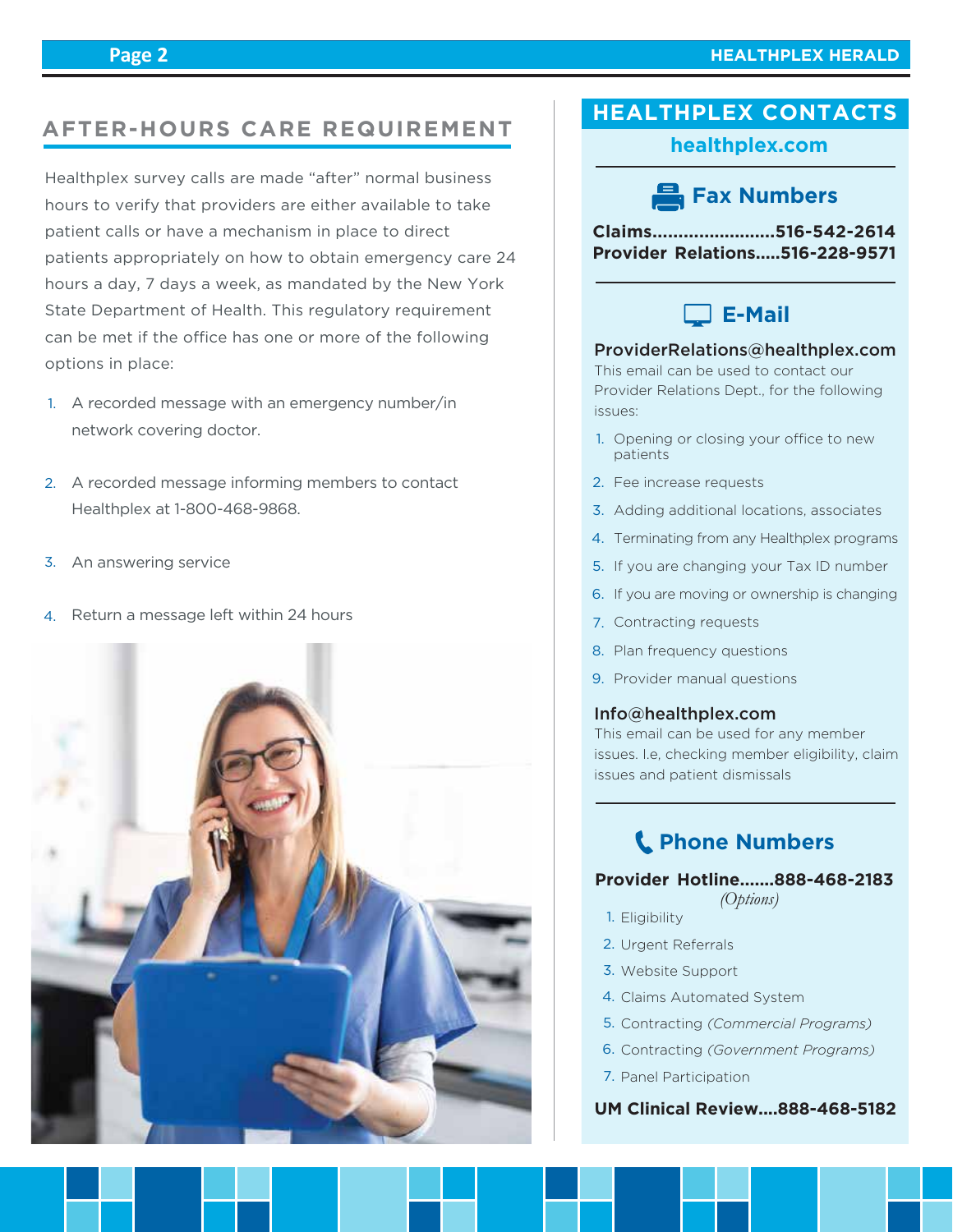## AFTER-HOURS CARE REQUIREMENT

Healthplex survey calls are made "after" normal business hours to verify that providers are either available to take patient calls or have a mechanism in place to direct patients appropriately on how to obtain emergency care 24 hours a day, 7 days a week, as mandated by the New York State Department of Health. This regulatory requirement can be met if the office has one or more of the following options in place:

1. A recorded message with an emergency number/in network covering doctor.
2. A recorded message informing members to contact Healthplex at 1-800-468-9868.
3. An answering service
4. Return a message left within 24 hours

## HEALTHPLEX CONTACTS

**healthplex.com**

### Fax Numbers

**Claims.......................516-542-2614**
**Provider Relations.....516-228-9571**

### E-Mail

**ProviderRelations@healthplex.com**
This email can be used to contact our Provider Relations Dept., for the following issues:

1. Opening or closing your office to new patients
2. Fee increase requests
3. Adding additional locations, associates
4. Terminating from any Healthplex programs
5. If you are changing your Tax ID number
6. If you are moving or ownership is changing
7. Contracting requests
8. Plan frequency questions
9. Provider manual questions

**Info@healthplex.com**
This email can be used for any member issues. I.e, checking member eligibility, claim issues and patient dismissals

### Phone Numbers

**Provider Hotline.......888-468-2183**
*(Options)*

1. Eligibility
2. Urgent Referrals
3. Website Support
4. Claims Automated System
5. Contracting *(Commercial Programs)*
6. Contracting *(Government Programs)*
7. Panel Participation

**UM Clinical Review....888-468-5182**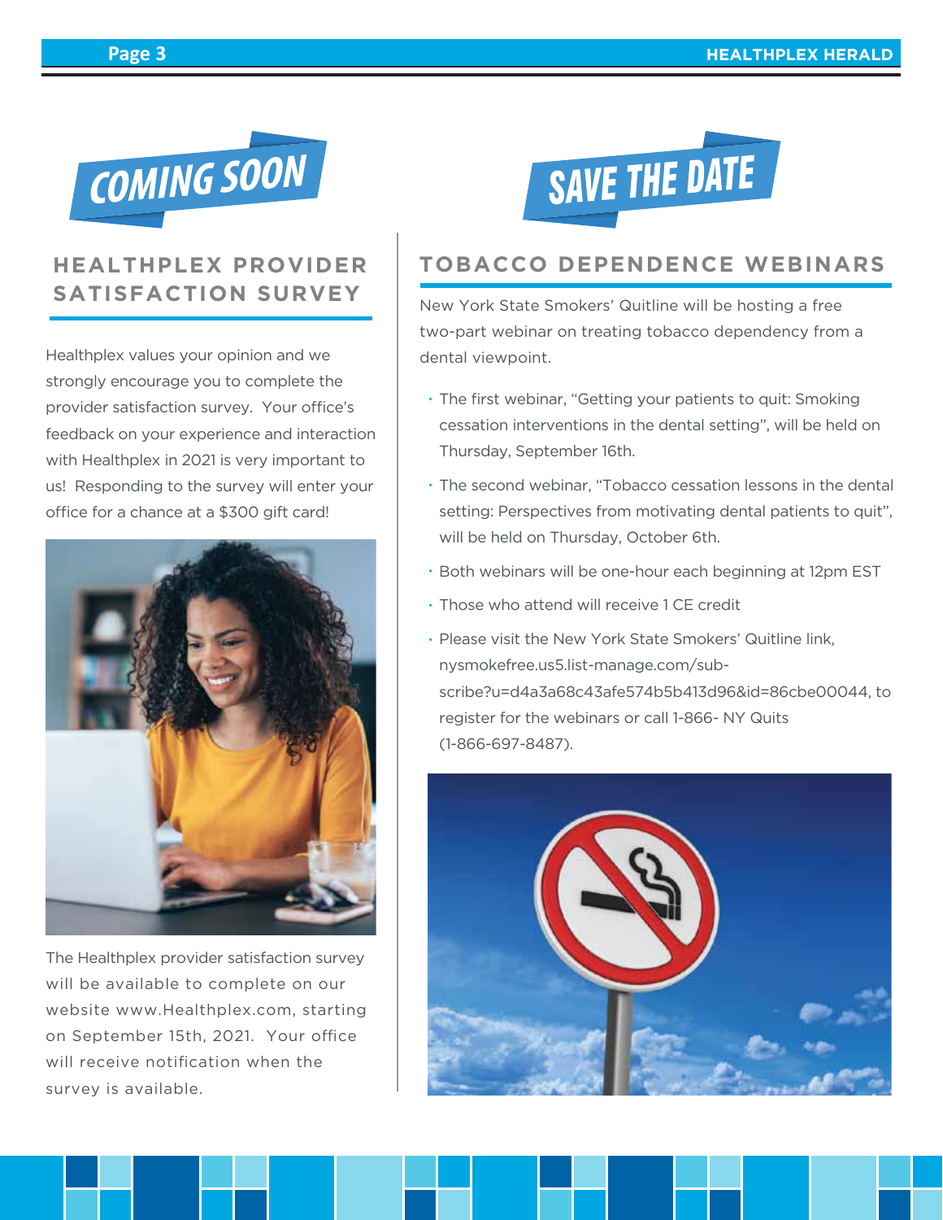COMING SOON

## HEALTHPLEX PROVIDER SATISFACTION SURVEY

Healthplex values your opinion and we strongly encourage you to complete the provider satisfaction survey. Your office's feedback on your experience and interaction with Healthplex in 2021 is very important to us! Responding to the survey will enter your office for a chance at a $300 gift card!

The Healthplex provider satisfaction survey will be available to complete on our website www.Healthplex.com, starting on September 15th, 2021. Your office will receive notification when the survey is available.

SAVE THE DATE

## TOBACCO DEPENDENCE WEBINARS

New York State Smokers' Quitline will be hosting a free two-part webinar on treating tobacco dependency from a dental viewpoint.

- The first webinar, "Getting your patients to quit: Smoking cessation interventions in the dental setting", will be held on Thursday, September 16th.
- The second webinar, "Tobacco cessation lessons in the dental setting: Perspectives from motivating dental patients to quit", will be held on Thursday, October 6th.
- Both webinars will be one-hour each beginning at 12pm EST
- Those who attend will receive 1 CE credit
- Please visit the New York State Smokers' Quitline link, nysmokefree.us5.list-manage.com/subscribe?u=d4a3a68c43afe574b5b413d96&id=86cbe00044, to register for the webinars or call 1-866- NY Quits (1-866-697-8487).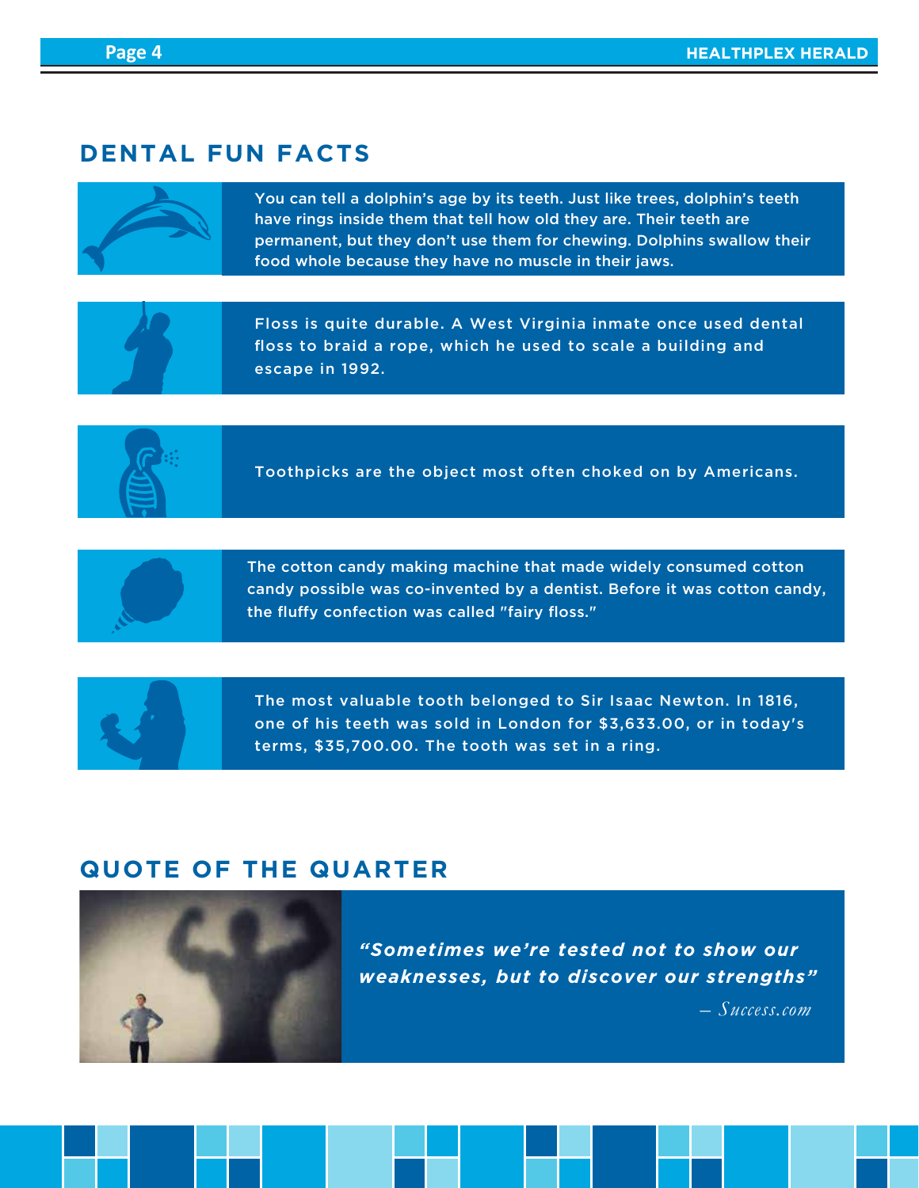## DENTAL FUN FACTS

You can tell a dolphin's age by its teeth. Just like trees, dolphin's teeth have rings inside them that tell how old they are. Their teeth are permanent, but they don't use them for chewing. Dolphins swallow their food whole because they have no muscle in their jaws.

Floss is quite durable. A West Virginia inmate once used dental floss to braid a rope, which he used to scale a building and escape in 1992.

Toothpicks are the object most often choked on by Americans.

The cotton candy making machine that made widely consumed cotton candy possible was co-invented by a dentist. Before it was cotton candy, the fluffy confection was called "fairy floss."

The most valuable tooth belonged to Sir Isaac Newton. In 1816, one of his teeth was sold in London for $3,633.00, or in today's terms, $35,700.00. The tooth was set in a ring.

## QUOTE OF THE QUARTER

***"Sometimes we're tested not to show our weaknesses, but to discover our strengths"***

*– Success.com*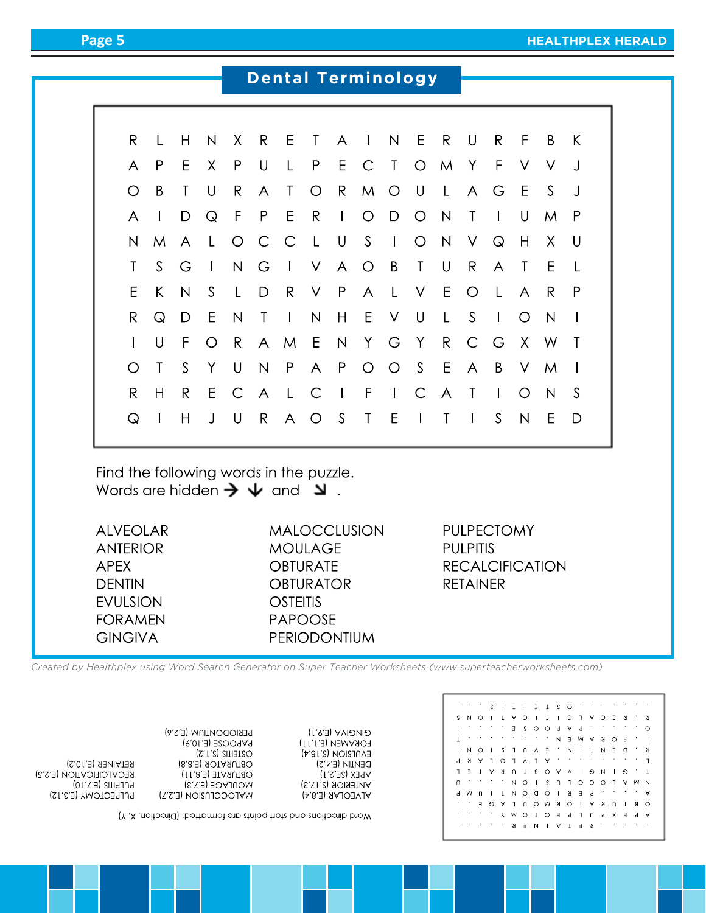## Dental Terminology

| | | | | | | | | | | | | | | | | | |
|---|---|---|---|---|---|---|---|---|---|---|---|---|---|---|---|---|---|
| R | L | H | N | X | R | E | T | A | I | N | E | R | U | R | F | B | K |
| A | P | E | X | P | U | L | P | E | C | T | O | M | Y | F | V | V | J |
| O | B | T | U | R | A | T | O | R | M | O | U | L | A | G | E | S | J |
| A | I | D | Q | F | P | E | R | I | O | D | O | N | T | I | U | M | P |
| N | M | A | L | O | C | C | L | U | S | I | O | N | V | Q | H | X | U |
| T | S | G | I | N | G | I | V | A | O | B | T | U | R | A | T | E | L |
| E | K | N | S | L | D | R | V | P | A | L | V | E | O | L | A | R | P |
| R | Q | D | E | N | T | I | N | H | E | V | U | L | S | I | O | N | I |
| I | U | F | O | R | A | M | E | N | Y | G | Y | R | C | G | X | W | T |
| O | T | S | Y | U | N | P | A | P | O | O | S | E | A | B | V | M | I |
| R | H | R | E | C | A | L | C | I | F | I | C | A | T | I | O | N | S |
| Q | I | H | J | U | R | A | O | S | T | E | I | T | I | S | N | E | D |

Find the following words in the puzzle.
Words are hidden → ↓ and ↘ .

- ALVEOLAR
- ANTERIOR
- APEX
- DENTIN
- EVULSION
- FORAMEN
- GINGIVA
- MALOCCLUSION
- MOULAGE
- OBTURATE
- OBTURATOR
- OSTEITIS
- PAPOOSE
- PERIODONTIUM
- PULPECTOMY
- PULPITIS
- RECALCIFICATION
- RETAINER

*Created by Healthplex using Word Search Generator on Super Teacher Worksheets (www.superteacherworksheets.com)*

Word directions and start points are formatted: (Direction, X, Y)

- ALVEOLAR (E,8,7)
- ANTERIOR (S,1,4)
- APEX (SE,1,2)
- DENTIN (E,3,8)
- EVULSION (S,18,4)
- FORAMEN (E,3,9)
- GINGIVA (E,3,6)
- MALOCCLUSION (E,2,5)
- MOULAGE (E,10,3)
- OBTURATE (E,10,6)
- OBTURATOR (E,1,3)
- OSTEITIS (E,8,12)
- PAPOOSE (E,7,10)
- PERIODONTIUM (E,6,4)
- PULPECTOMY (E,6,2)
- PULPITIS (S,18,4)
- RECALCIFICATION (E,3,11)
- RETAINER (E,6,1)